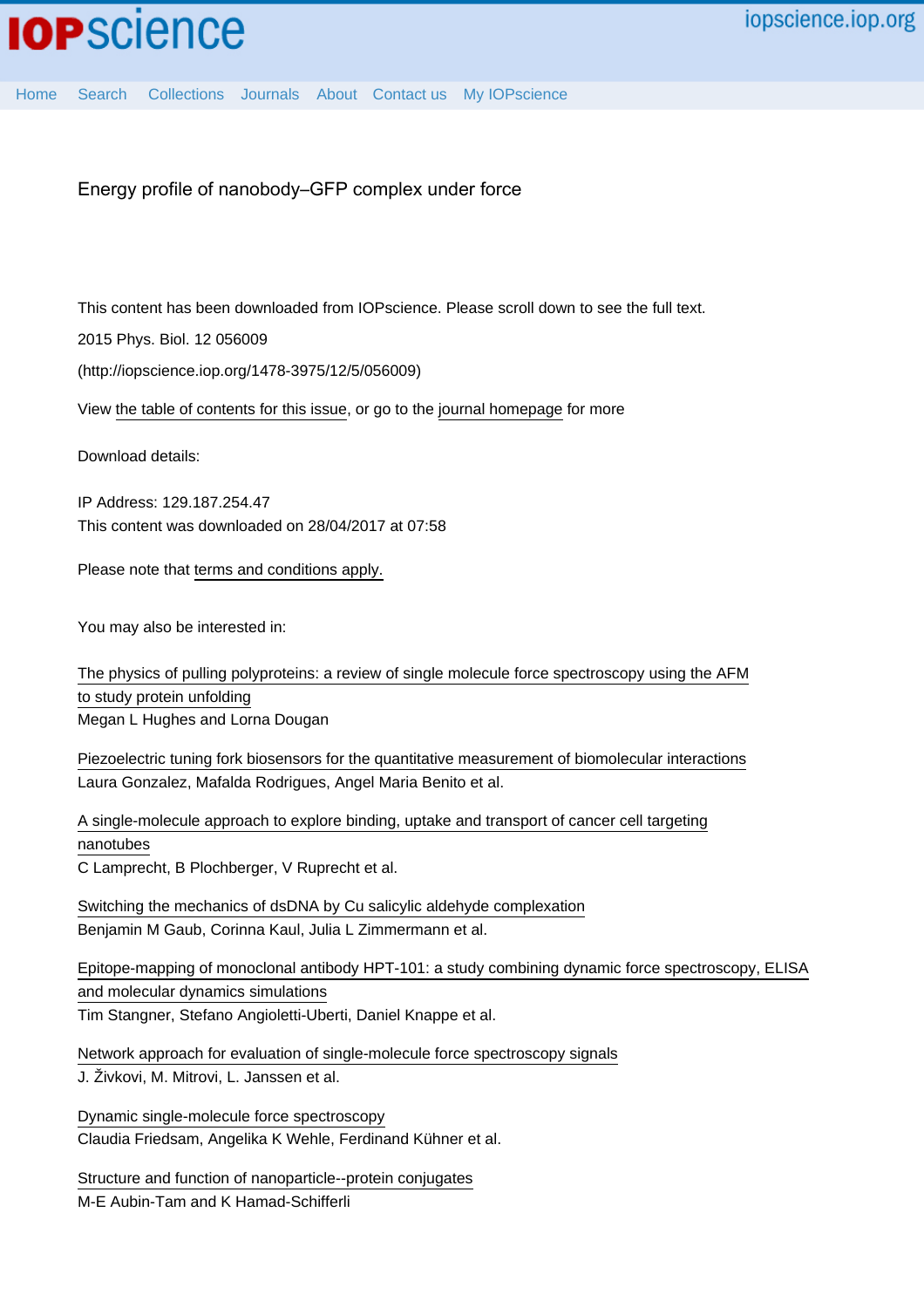# Energy profile of nanobody–GFP complex under force

This content has been downloaded from IOPscience. Please scroll down to see the full text.

2015 Phys. Biol. 12 056009

(http://iopscience.iop.org/1478-3975/12/5/056009)

View the table of contents for this issue, or go to the journal homepage for more

Download details:

IP Address: 129.187.254.47

This content was downloaded on 28/04/2017 at 07:58

Please note that terms and conditions apply.

You may also be interested in:

The physics of pulling polyproteins: a review of single molecule force spectroscopy using the AFM to study protein unfolding
Megan L Hughes and Lorna Dougan

Piezoelectric tuning fork biosensors for the quantitative measurement of biomolecular interactions
Laura Gonzalez, Mafalda Rodrigues, Angel Maria Benito et al.

A single-molecule approach to explore binding, uptake and transport of cancer cell targeting nanotubes
C Lamprecht, B Plochberger, V Ruprecht et al.

Switching the mechanics of dsDNA by Cu salicylic aldehyde complexation
Benjamin M Gaub, Corinna Kaul, Julia L Zimmermann et al.

Epitope-mapping of monoclonal antibody HPT-101: a study combining dynamic force spectroscopy, ELISA and molecular dynamics simulations
Tim Stangner, Stefano Angioletti-Uberti, Daniel Knappe et al.

Network approach for evaluation of single-molecule force spectroscopy signals
J. Živkovi, M. Mitrovi, L. Janssen et al.

Dynamic single-molecule force spectroscopy
Claudia Friedsam, Angelika K Wehle, Ferdinand Kühner et al.

Structure and function of nanoparticle--protein conjugates
M-E Aubin-Tam and K Hamad-Schifferli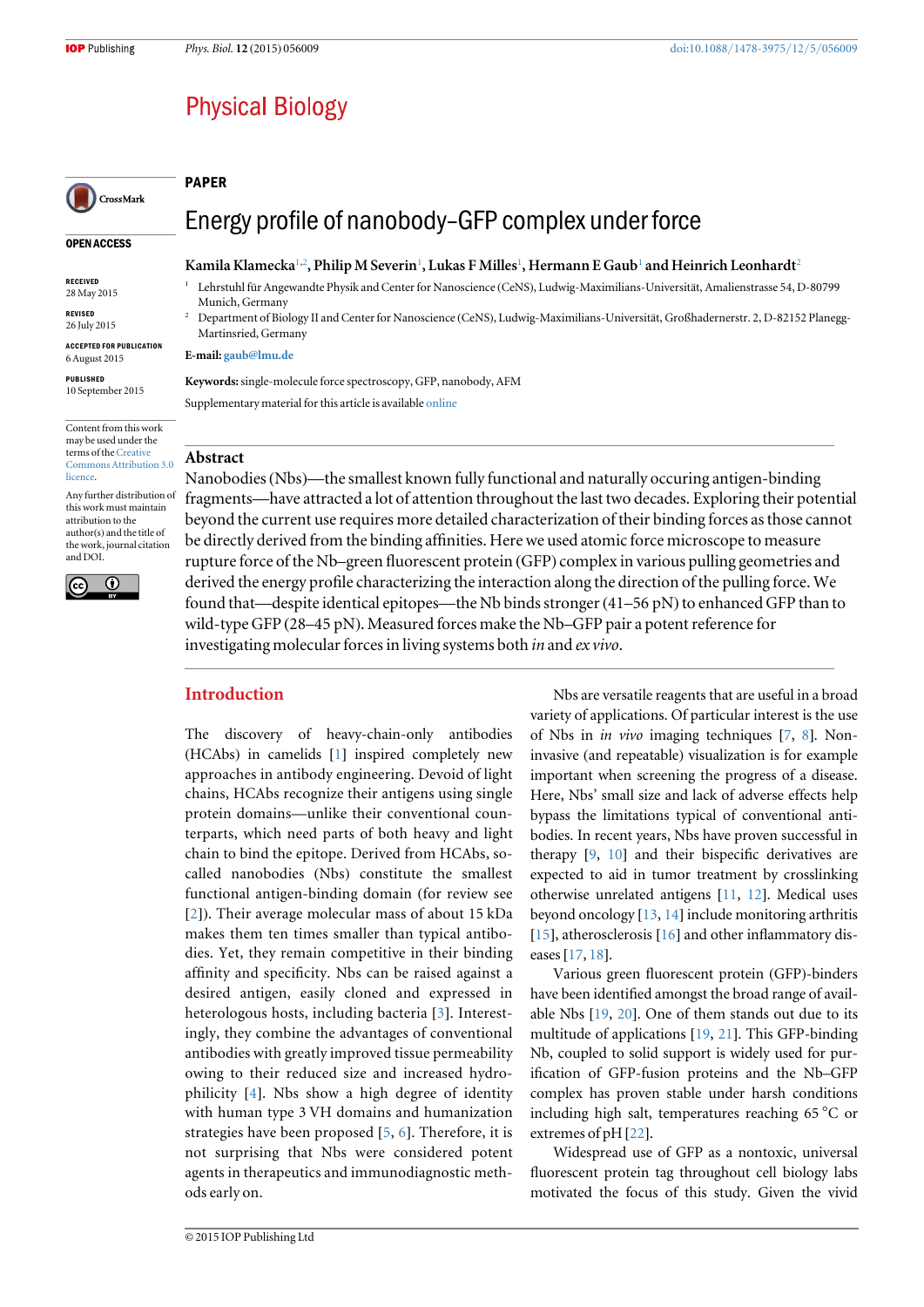## PAPER

# Energy profile of nanobody–GFP complex under force

**Kamila Klamecka**[1,2], **Philip M Severin**[1], **Lukas F Milles**[1], **Hermann E Gaub**[1] **and Heinrich Leonhardt**[2]

[1] Lehrstuhl für Angewandte Physik and Center for Nanoscience (CeNS), Ludwig-Maximilians-Universität, Amalienstrasse 54, D-80799 Munich, Germany

[2] Department of Biology II and Center for Nanoscience (CeNS), Ludwig-Maximilians-Universität, Großhadernerstr. 2, D-82152 Planegg-Martinsried, Germany

**E-mail:** gaub@lmu.de

**Keywords:** single-molecule force spectroscopy, GFP, nanobody, AFM

Supplementary material for this article is available online

OPEN ACCESS

RECEIVED
28 May 2015

REVISED
26 July 2015

ACCEPTED FOR PUBLICATION
6 August 2015

PUBLISHED
10 September 2015

Content from this work may be used under the terms of the Creative Commons Attribution 3.0 licence.

Any further distribution of this work must maintain attribution to the author(s) and the title of the work, journal citation and DOI.

## Abstract

Nanobodies (Nbs)—the smallest known fully functional and naturally occuring antigen-binding fragments—have attracted a lot of attention throughout the last two decades. Exploring their potential beyond the current use requires more detailed characterization of their binding forces as those cannot be directly derived from the binding affinities. Here we used atomic force microscope to measure rupture force of the Nb–green fluorescent protein (GFP) complex in various pulling geometries and derived the energy profile characterizing the interaction along the direction of the pulling force. We found that—despite identical epitopes—the Nb binds stronger (41–56 pN) to enhanced GFP than to wild-type GFP (28–45 pN). Measured forces make the Nb–GFP pair a potent reference for investigating molecular forces in living systems both *in* and *ex vivo*.

## Introduction

The discovery of heavy-chain-only antibodies (HCAbs) in camelids [1] inspired completely new approaches in antibody engineering. Devoid of light chains, HCAbs recognize their antigens using single protein domains—unlike their conventional counterparts, which need parts of both heavy and light chain to bind the epitope. Derived from HCAbs, so-called nanobodies (Nbs) constitute the smallest functional antigen-binding domain (for review see [2]). Their average molecular mass of about 15 kDa makes them ten times smaller than typical antibodies. Yet, they remain competitive in their binding affinity and specificity. Nbs can be raised against a desired antigen, easily cloned and expressed in heterologous hosts, including bacteria [3]. Interestingly, they combine the advantages of conventional antibodies with greatly improved tissue permeability owing to their reduced size and increased hydrophilicity [4]. Nbs show a high degree of identity with human type 3 VH domains and humanization strategies have been proposed [5, 6]. Therefore, it is not surprising that Nbs were considered potent agents in therapeutics and immunodiagnostic methods early on.

Nbs are versatile reagents that are useful in a broad variety of applications. Of particular interest is the use of Nbs in *in vivo* imaging techniques [7, 8]. Non-invasive (and repeatable) visualization is for example important when screening the progress of a disease. Here, Nbs' small size and lack of adverse effects help bypass the limitations typical of conventional antibodies. In recent years, Nbs have proven successful in therapy [9, 10] and their bispecific derivatives are expected to aid in tumor treatment by crosslinking otherwise unrelated antigens [11, 12]. Medical uses beyond oncology [13, 14] include monitoring arthritis [15], atherosclerosis [16] and other inflammatory diseases [17, 18].

Various green fluorescent protein (GFP)-binders have been identified amongst the broad range of available Nbs [19, 20]. One of them stands out due to its multitude of applications [19, 21]. This GFP-binding Nb, coupled to solid support is widely used for purification of GFP-fusion proteins and the Nb–GFP complex has proven stable under harsh conditions including high salt, temperatures reaching 65 °C or extremes of pH [22].

Widespread use of GFP as a nontoxic, universal fluorescent protein tag throughout cell biology labs motivated the focus of this study. Given the vivid

© 2015 IOP Publishing Ltd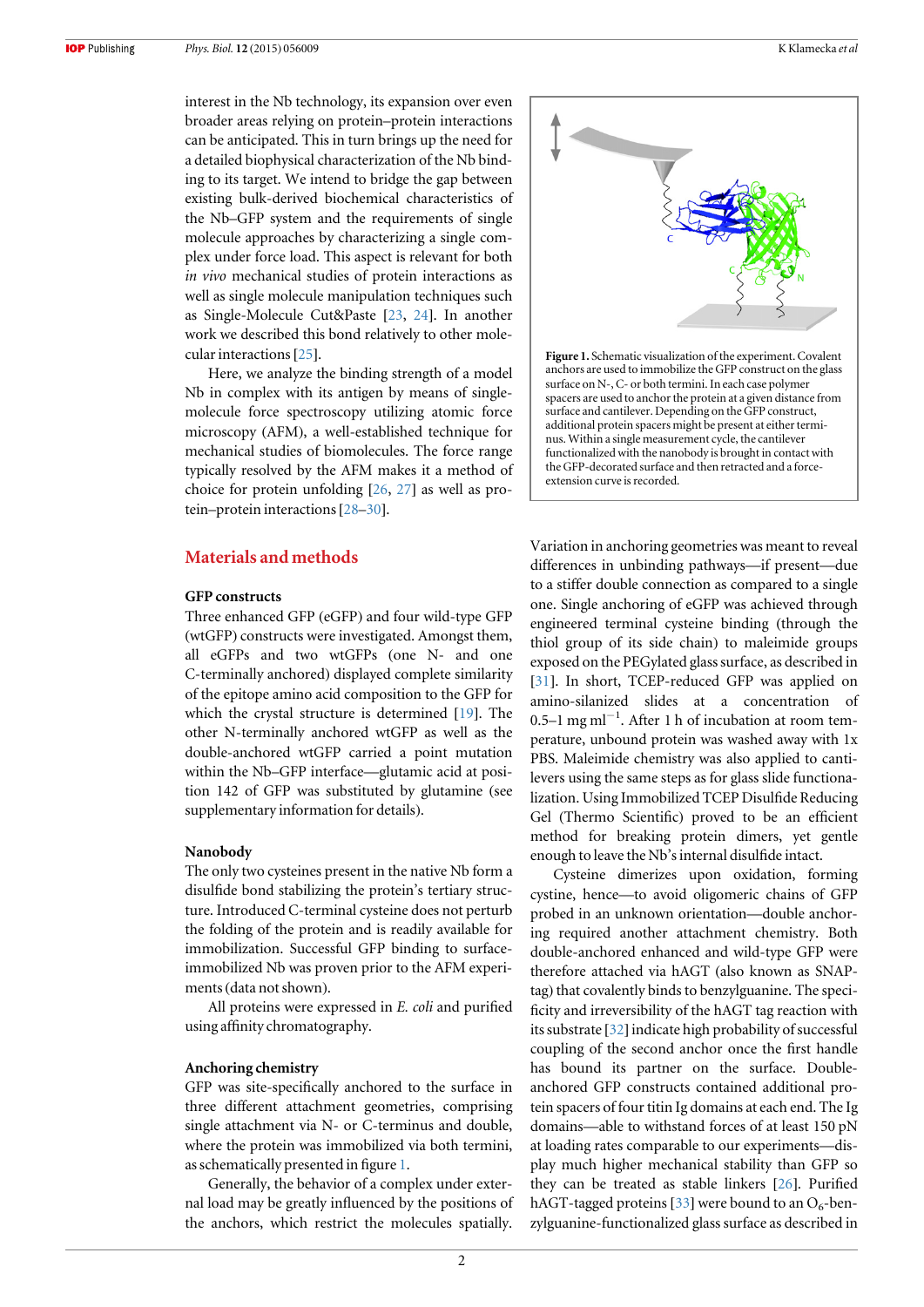interest in the Nb technology, its expansion over even broader areas relying on protein–protein interactions can be anticipated. This in turn brings up the need for a detailed biophysical characterization of the Nb binding to its target. We intend to bridge the gap between existing bulk-derived biochemical characteristics of the Nb–GFP system and the requirements of single molecule approaches by characterizing a single complex under force load. This aspect is relevant for both *in vivo* mechanical studies of protein interactions as well as single molecule manipulation techniques such as Single-Molecule Cut&Paste [23, 24]. In another work we described this bond relatively to other molecular interactions [25].

Here, we analyze the binding strength of a model Nb in complex with its antigen by means of single-molecule force spectroscopy utilizing atomic force microscopy (AFM), a well-established technique for mechanical studies of biomolecules. The force range typically resolved by the AFM makes it a method of choice for protein unfolding [26, 27] as well as protein–protein interactions [28–30].

## Materials and methods

### GFP constructs

Three enhanced GFP (eGFP) and four wild-type GFP (wtGFP) constructs were investigated. Amongst them, all eGFPs and two wtGFPs (one N- and one C-terminally anchored) displayed complete similarity of the epitope amino acid composition to the GFP for which the crystal structure is determined [19]. The other N-terminally anchored wtGFP as well as the double-anchored wtGFP carried a point mutation within the Nb–GFP interface—glutamic acid at position 142 of GFP was substituted by glutamine (see supplementary information for details).

### Nanobody

The only two cysteines present in the native Nb form a disulfide bond stabilizing the protein's tertiary structure. Introduced C-terminal cysteine does not perturb the folding of the protein and is readily available for immobilization. Successful GFP binding to surface-immobilized Nb was proven prior to the AFM experiments (data not shown).

All proteins were expressed in *E. coli* and purified using affinity chromatography.

### Anchoring chemistry

GFP was site-specifically anchored to the surface in three different attachment geometries, comprising single attachment via N- or C-terminus and double, where the protein was immobilized via both termini, as schematically presented in figure 1.

Generally, the behavior of a complex under external load may be greatly influenced by the positions of the anchors, which restrict the molecules spatially.

**Figure 1.** Schematic visualization of the experiment. Covalent anchors are used to immobilize the GFP construct on the glass surface on N-, C- or both termini. In each case polymer spacers are used to anchor the protein at a given distance from surface and cantilever. Depending on the GFP construct, additional protein spacers might be present at either terminus. Within a single measurement cycle, the cantilever functionalized with the nanobody is brought in contact with the GFP-decorated surface and then retracted and a force-extension curve is recorded.

Variation in anchoring geometries was meant to reveal differences in unbinding pathways—if present—due to a stiffer double connection as compared to a single one. Single anchoring of eGFP was achieved through engineered terminal cysteine binding (through the thiol group of its side chain) to maleimide groups exposed on the PEGylated glass surface, as described in [31]. In short, TCEP-reduced GFP was applied on amino-silanized slides at a concentration of 0.5–1 mg $ml^{-1}$. After 1 h of incubation at room temperature, unbound protein was washed away with 1x PBS. Maleimide chemistry was also applied to cantilevers using the same steps as for glass slide functionalization. Using Immobilized TCEP Disulfide Reducing Gel (Thermo Scientific) proved to be an efficient method for breaking protein dimers, yet gentle enough to leave the Nb's internal disulfide intact.

Cysteine dimerizes upon oxidation, forming cystine, hence—to avoid oligomeric chains of GFP probed in an unknown orientation—double anchoring required another attachment chemistry. Both double-anchored enhanced and wild-type GFP were therefore attached via hAGT (also known as SNAP-tag) that covalently binds to benzylguanine. The specificity and irreversibility of the hAGT tag reaction with its substrate [32] indicate high probability of successful coupling of the second anchor once the first handle has bound its partner on the surface. Double-anchored GFP constructs contained additional protein spacers of four titin Ig domains at each end. The Ig domains—able to withstand forces of at least 150 pN at loading rates comparable to our experiments—display much higher mechanical stability than GFP so they can be treated as stable linkers [26]. Purified hAGT-tagged proteins [33] were bound to an $O_6$-benzylguanine-functionalized glass surface as described in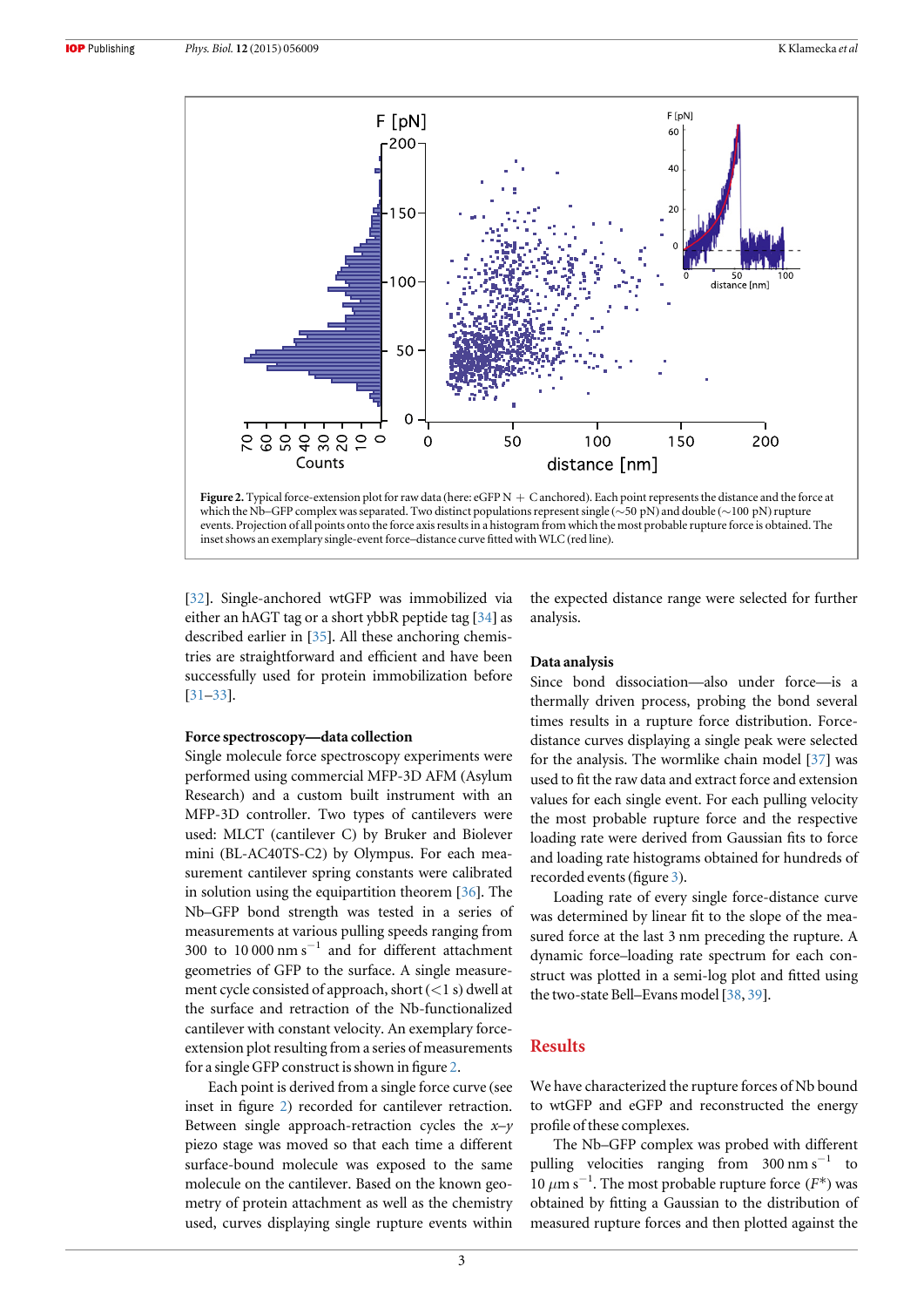**Figure 2.** Typical force-extension plot for raw data (here: eGFP N + C anchored). Each point represents the distance and the force at which the Nb–GFP complex was separated. Two distinct populations represent single (~50 pN) and double (~100 pN) rupture events. Projection of all points onto the force axis results in a histogram from which the most probable rupture force is obtained. The inset shows an exemplary single-event force–distance curve fitted with WLC (red line).

[32]. Single-anchored wtGFP was immobilized via either an hAGT tag or a short ybbR peptide tag [34] as described earlier in [35]. All these anchoring chemistries are straightforward and efficient and have been successfully used for protein immobilization before [31–33].

### Force spectroscopy—data collection

Single molecule force spectroscopy experiments were performed using commercial MFP-3D AFM (Asylum Research) and a custom built instrument with an MFP-3D controller. Two types of cantilevers were used: MLCT (cantilever C) by Bruker and Biolever mini (BL-AC40TS-C2) by Olympus. For each measurement cantilever spring constants were calibrated in solution using the equipartition theorem [36]. The Nb–GFP bond strength was tested in a series of measurements at various pulling speeds ranging from 300 to 10 000 nm $s^{-1}$ and for different attachment geometries of GFP to the surface. A single measurement cycle consisted of approach, short (<1 s) dwell at the surface and retraction of the Nb-functionalized cantilever with constant velocity. An exemplary force-extension plot resulting from a series of measurements for a single GFP construct is shown in figure 2.

Each point is derived from a single force curve (see inset in figure 2) recorded for cantilever retraction. Between single approach-retraction cycles the *x–y* piezo stage was moved so that each time a different surface-bound molecule was exposed to the same molecule on the cantilever. Based on the known geometry of protein attachment as well as the chemistry used, curves displaying single rupture events within the expected distance range were selected for further analysis.

### Data analysis

Since bond dissociation—also under force—is a thermally driven process, probing the bond several times results in a rupture force distribution. Force-distance curves displaying a single peak were selected for the analysis. The wormlike chain model [37] was used to fit the raw data and extract force and extension values for each single event. For each pulling velocity the most probable rupture force and the respective loading rate were derived from Gaussian fits to force and loading rate histograms obtained for hundreds of recorded events (figure 3).

Loading rate of every single force-distance curve was determined by linear fit to the slope of the measured force at the last 3 nm preceding the rupture. A dynamic force–loading rate spectrum for each construct was plotted in a semi-log plot and fitted using the two-state Bell–Evans model [38, 39].

## Results

We have characterized the rupture forces of Nb bound to wtGFP and eGFP and reconstructed the energy profile of these complexes.

The Nb–GFP complex was probed with different pulling velocities ranging from 300 nm $s^{-1}$ to 10 $\mu$m $s^{-1}$. The most probable rupture force ($F^*$) was obtained by fitting a Gaussian to the distribution of measured rupture forces and then plotted against the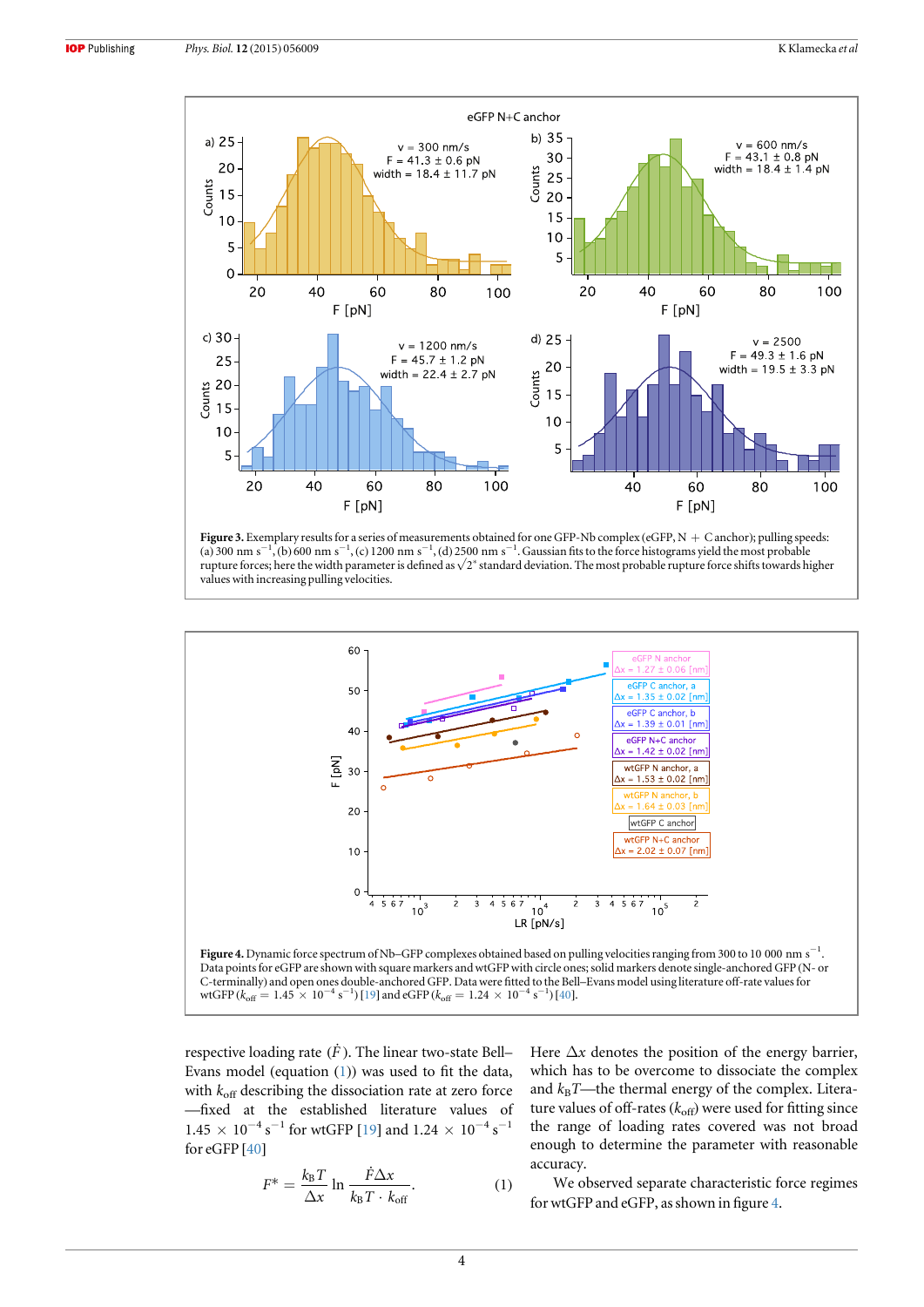**Figure 3.** Exemplary results for a series of measurements obtained for one GFP-Nb complex (eGFP, N + C anchor); pulling speeds: (a) 300 nm $s^{-1}$, (b) 600 nm $s^{-1}$, (c) 1200 nm $s^{-1}$, (d) 2500 nm $s^{-1}$. Gaussian fits to the force histograms yield the most probable rupture forces; here the width parameter is defined as $\sqrt{2}^{*}$ standard deviation. The most probable rupture force shifts towards higher values with increasing pulling velocities.

**Figure 4.** Dynamic force spectrum of Nb–GFP complexes obtained based on pulling velocities ranging from 300 to 10 000 nm $s^{-1}$. Data points for eGFP are shown with square markers and wtGFP with circle ones; solid markers denote single-anchored GFP (N- or C-terminally) and open ones double-anchored GFP. Data were fitted to the Bell–Evans model using literature off-rate values for wtGFP ($k_{\mathrm{off}} = 1.45 \times 10^{-4}\ \mathrm{s}^{-1}$) [19] and eGFP ($k_{\mathrm{off}} = 1.24 \times 10^{-4}\ \mathrm{s}^{-1}$) [40].

respective loading rate ($\dot{F}$). The linear two-state Bell–Evans model (equation (1)) was used to fit the data, with $k_{\mathrm{off}}$ describing the dissociation rate at zero force—fixed at the established literature values of $1.45 \times 10^{-4}\ \mathrm{s}^{-1}$ for wtGFP [19] and $1.24 \times 10^{-4}\ \mathrm{s}^{-1}$ for eGFP [40]

$$F^{*} = \frac{k_{\mathrm{B}}T}{\Delta x} \ln \frac{\dot{F}\Delta x}{k_{\mathrm{B}}T \cdot k_{\mathrm{off}}}. \qquad (1)$$

Here $\Delta x$ denotes the position of the energy barrier, which has to be overcome to dissociate the complex and $k_{\mathrm{B}}T$—the thermal energy of the complex. Literature values of off-rates ($k_{\mathrm{off}}$) were used for fitting since the range of loading rates covered was not broad enough to determine the parameter with reasonable accuracy.

We observed separate characteristic force regimes for wtGFP and eGFP, as shown in figure 4.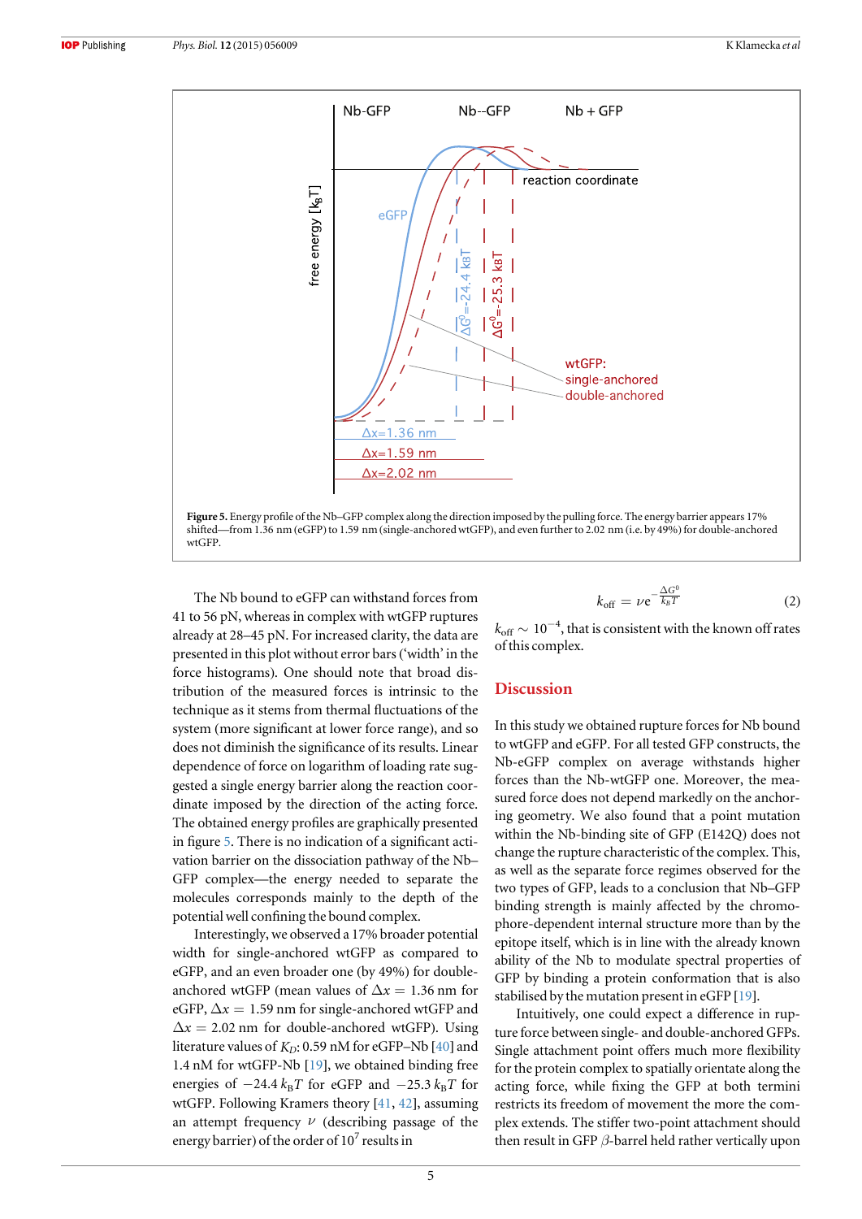**Figure 5.** Energy profile of the Nb–GFP complex along the direction imposed by the pulling force. The energy barrier appears 17% shifted—from 1.36 nm (eGFP) to 1.59 nm (single-anchored wtGFP), and even further to 2.02 nm (i.e. by 49%) for double-anchored wtGFP.

The Nb bound to eGFP can withstand forces from 41 to 56 pN, whereas in complex with wtGFP ruptures already at 28–45 pN. For increased clarity, the data are presented in this plot without error bars ('width' in the force histograms). One should note that broad distribution of the measured forces is intrinsic to the technique as it stems from thermal fluctuations of the system (more significant at lower force range), and so does not diminish the significance of its results. Linear dependence of force on logarithm of loading rate suggested a single energy barrier along the reaction coordinate imposed by the direction of the acting force. The obtained energy profiles are graphically presented in figure 5. There is no indication of a significant activation barrier on the dissociation pathway of the Nb–GFP complex—the energy needed to separate the molecules corresponds mainly to the depth of the potential well confining the bound complex.

Interestingly, we observed a 17% broader potential width for single-anchored wtGFP as compared to eGFP, and an even broader one (by 49%) for double-anchored wtGFP (mean values of $\Delta x = 1.36$ nm for eGFP, $\Delta x = 1.59$ nm for single-anchored wtGFP and $\Delta x = 2.02$ nm for double-anchored wtGFP). Using literature values of $K_D$: 0.59 nM for eGFP–Nb [40] and 1.4 nM for wtGFP-Nb [19], we obtained binding free energies of $-24.4\, k_BT$ for eGFP and $-25.3\, k_BT$ for wtGFP. Following Kramers theory [41, 42], assuming an attempt frequency $\nu$ (describing passage of the energy barrier) of the order of $10^7$ results in

$$k_{\text{off}} = \nu e^{-\frac{\Delta G^0}{k_BT}} \tag{2}$$

$k_{\text{off}} \sim 10^{-4}$, that is consistent with the known off rates of this complex.

## Discussion

In this study we obtained rupture forces for Nb bound to wtGFP and eGFP. For all tested GFP constructs, the Nb-eGFP complex on average withstands higher forces than the Nb-wtGFP one. Moreover, the measured force does not depend markedly on the anchoring geometry. We also found that a point mutation within the Nb-binding site of GFP (E142Q) does not change the rupture characteristic of the complex. This, as well as the separate force regimes observed for the two types of GFP, leads to a conclusion that Nb–GFP binding strength is mainly affected by the chromophore-dependent internal structure more than by the epitope itself, which is in line with the already known ability of the Nb to modulate spectral properties of GFP by binding a protein conformation that is also stabilised by the mutation present in eGFP [19].

Intuitively, one could expect a difference in rupture force between single- and double-anchored GFPs. Single attachment point offers much more flexibility for the protein complex to spatially orientate along the acting force, while fixing the GFP at both termini restricts its freedom of movement the more the complex extends. The stiffer two-point attachment should then result in GFP $\beta$-barrel held rather vertically upon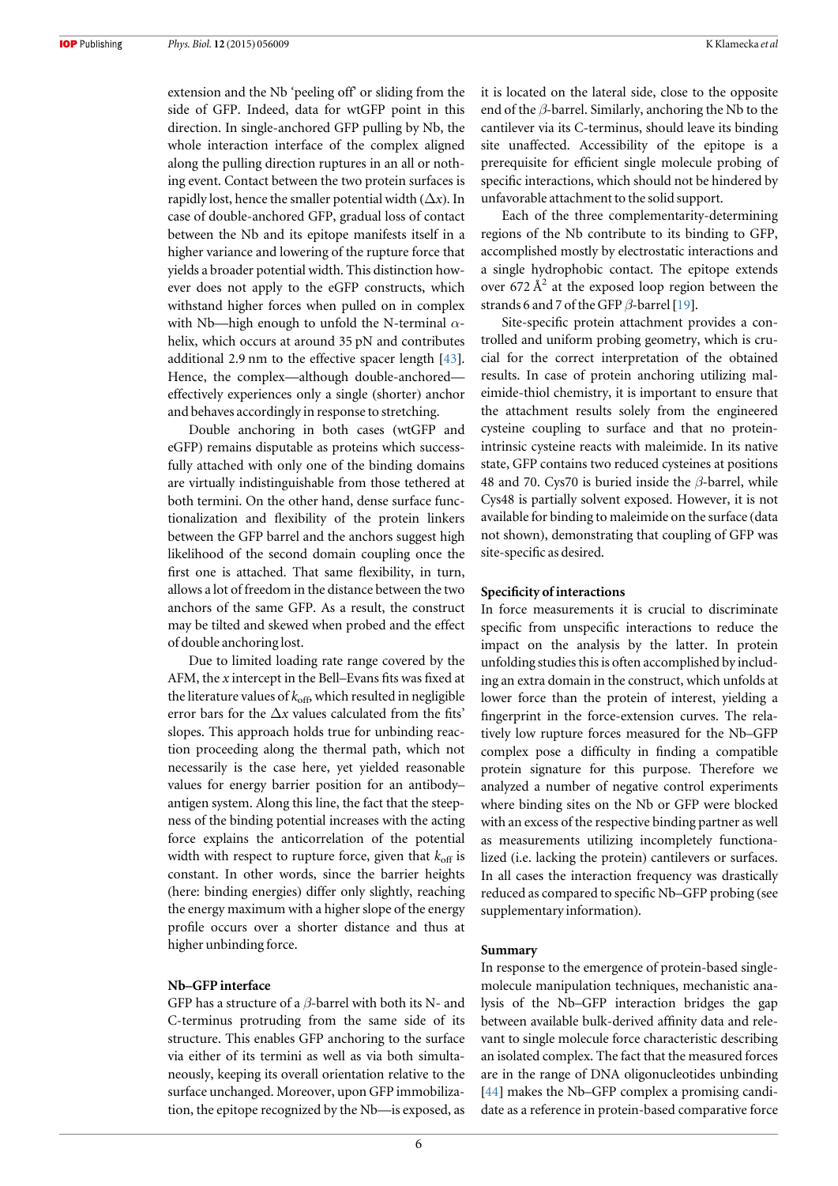extension and the Nb 'peeling off' or sliding from the side of GFP. Indeed, data for wtGFP point in this direction. In single-anchored GFP pulling by Nb, the whole interaction interface of the complex aligned along the pulling direction ruptures in an all or nothing event. Contact between the two protein surfaces is rapidly lost, hence the smaller potential width ($\Delta x$). In case of double-anchored GFP, gradual loss of contact between the Nb and its epitope manifests itself in a higher variance and lowering of the rupture force that yields a broader potential width. This distinction however does not apply to the eGFP constructs, which withstand higher forces when pulled on in complex with Nb—high enough to unfold the N-terminal $\alpha$-helix, which occurs at around 35 pN and contributes additional 2.9 nm to the effective spacer length [43]. Hence, the complex—although double-anchored—effectively experiences only a single (shorter) anchor and behaves accordingly in response to stretching.

Double anchoring in both cases (wtGFP and eGFP) remains disputable as proteins which successfully attached with only one of the binding domains are virtually indistinguishable from those tethered at both termini. On the other hand, dense surface functionalization and flexibility of the protein linkers between the GFP barrel and the anchors suggest high likelihood of the second domain coupling once the first one is attached. That same flexibility, in turn, allows a lot of freedom in the distance between the two anchors of the same GFP. As a result, the construct may be tilted and skewed when probed and the effect of double anchoring lost.

Due to limited loading rate range covered by the AFM, the $x$ intercept in the Bell–Evans fits was fixed at the literature values of $k_{\text{off}}$, which resulted in negligible error bars for the $\Delta x$ values calculated from the fits' slopes. This approach holds true for unbinding reaction proceeding along the thermal path, which not necessarily is the case here, yet yielded reasonable values for energy barrier position for an antibody–antigen system. Along this line, the fact that the steepness of the binding potential increases with the acting force explains the anticorrelation of the potential width with respect to rupture force, given that $k_{\text{off}}$ is constant. In other words, since the barrier heights (here: binding energies) differ only slightly, reaching the energy maximum with a higher slope of the energy profile occurs over a shorter distance and thus at higher unbinding force.

### Nb–GFP interface

GFP has a structure of a $\beta$-barrel with both its N- and C-terminus protruding from the same side of its structure. This enables GFP anchoring to the surface via either of its termini as well as via both simultaneously, keeping its overall orientation relative to the surface unchanged. Moreover, upon GFP immobilization, the epitope recognized by the Nb—is exposed, as it is located on the lateral side, close to the opposite end of the $\beta$-barrel. Similarly, anchoring the Nb to the cantilever via its C-terminus, should leave its binding site unaffected. Accessibility of the epitope is a prerequisite for efficient single molecule probing of specific interactions, which should not be hindered by unfavorable attachment to the solid support.

Each of the three complementarity-determining regions of the Nb contribute to its binding to GFP, accomplished mostly by electrostatic interactions and a single hydrophobic contact. The epitope extends over 672 Å$^2$ at the exposed loop region between the strands 6 and 7 of the GFP $\beta$-barrel [19].

Site-specific protein attachment provides a controlled and uniform probing geometry, which is crucial for the correct interpretation of the obtained results. In case of protein anchoring utilizing maleimide-thiol chemistry, it is important to ensure that the attachment results solely from the engineered cysteine coupling to surface and that no protein-intrinsic cysteine reacts with maleimide. In its native state, GFP contains two reduced cysteines at positions 48 and 70. Cys70 is buried inside the $\beta$-barrel, while Cys48 is partially solvent exposed. However, it is not available for binding to maleimide on the surface (data not shown), demonstrating that coupling of GFP was site-specific as desired.

### Specificity of interactions

In force measurements it is crucial to discriminate specific from unspecific interactions to reduce the impact on the analysis by the latter. In protein unfolding studies this is often accomplished by including an extra domain in the construct, which unfolds at lower force than the protein of interest, yielding a fingerprint in the force-extension curves. The relatively low rupture forces measured for the Nb–GFP complex pose a difficulty in finding a compatible protein signature for this purpose. Therefore we analyzed a number of negative control experiments where binding sites on the Nb or GFP were blocked with an excess of the respective binding partner as well as measurements utilizing incompletely functionalized (i.e. lacking the protein) cantilevers or surfaces. In all cases the interaction frequency was drastically reduced as compared to specific Nb–GFP probing (see supplementary information).

### Summary

In response to the emergence of protein-based single-molecule manipulation techniques, mechanistic analysis of the Nb–GFP interaction bridges the gap between available bulk-derived affinity data and relevant to single molecule force characteristic describing an isolated complex. The fact that the measured forces are in the range of DNA oligonucleotides unbinding [44] makes the Nb–GFP complex a promising candidate as a reference in protein-based comparative force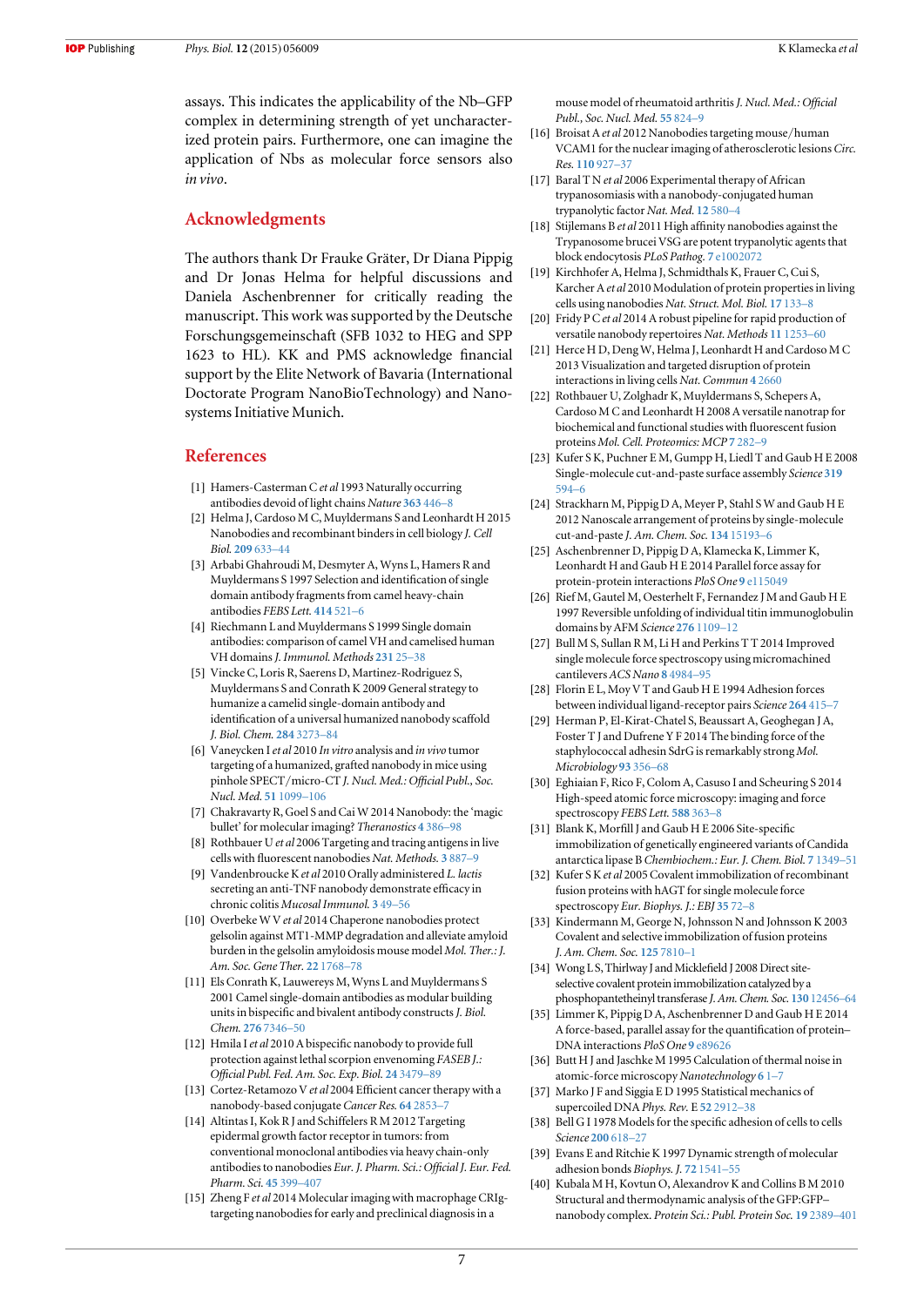assays. This indicates the applicability of the Nb–GFP complex in determining strength of yet uncharacterized protein pairs. Furthermore, one can imagine the application of Nbs as molecular force sensors also *in vivo*.

## Acknowledgments

The authors thank Dr Frauke Gräter, Dr Diana Pippig and Dr Jonas Helma for helpful discussions and Daniela Aschenbrenner for critically reading the manuscript. This work was supported by the Deutsche Forschungsgemeinschaft (SFB 1032 to HEG and SPP 1623 to HL). KK and PMS acknowledge financial support by the Elite Network of Bavaria (International Doctorate Program NanoBioTechnology) and Nanosystems Initiative Munich.

## References

[1] Hamers-Casterman C *et al* 1993 Naturally occurring antibodies devoid of light chains *Nature* **363** 446–8

[2] Helma J, Cardoso M C, Muyldermans S and Leonhardt H 2015 Nanobodies and recombinant binders in cell biology *J. Cell Biol.* **209** 633–44

[3] Arbabi Ghahroudi M, Desmyter A, Wyns L, Hamers R and Muyldermans S 1997 Selection and identification of single domain antibody fragments from camel heavy-chain antibodies *FEBS Lett.* **414** 521–6

[4] Riechmann L and Muyldermans S 1999 Single domain antibodies: comparison of camel VH and camelised human VH domains *J. Immunol. Methods* **231** 25–38

[5] Vincke C, Loris R, Saerens D, Martinez-Rodriguez S, Muyldermans S and Conrath K 2009 General strategy to humanize a camelid single-domain antibody and identification of a universal humanized nanobody scaffold *J. Biol. Chem.* **284** 3273–84

[6] Vaneycken I *et al* 2010 *In vitro* analysis and *in vivo* tumor targeting of a humanized, grafted nanobody in mice using pinhole SPECT/micro-CT *J. Nucl. Med.: Official Publ., Soc. Nucl. Med.* **51** 1099–106

[7] Chakravarty R, Goel S and Cai W 2014 Nanobody: the 'magic bullet' for molecular imaging? *Theranostics* **4** 386–98

[8] Rothbauer U *et al* 2006 Targeting and tracing antigens in live cells with fluorescent nanobodies *Nat. Methods.* **3** 887–9

[9] Vandenbroucke K *et al* 2010 Orally administered *L. lactis* secreting an anti-TNF nanobody demonstrate efficacy in chronic colitis *Mucosal Immunol.* **3** 49–56

[10] Overbeke W V *et al* 2014 Chaperone nanobodies protect gelsolin against MT1-MMP degradation and alleviate amyloid burden in the gelsolin amyloidosis mouse model *Mol. Ther.: J. Am. Soc. Gene Ther.* **22** 1768–78

[11] Els Conrath K, Lauwereys M, Wyns L and Muyldermans S 2001 Camel single-domain antibodies as modular building units in bispecific and bivalent antibody constructs *J. Biol. Chem.* **276** 7346–50

[12] Hmila I *et al* 2010 A bispecific nanobody to provide full protection against lethal scorpion envenoming *FASEB J.: Official Publ. Fed. Am. Soc. Exp. Biol.* **24** 3479–89

[13] Cortez-Retamozo V *et al* 2004 Efficient cancer therapy with a nanobody-based conjugate *Cancer Res.* **64** 2853–7

[14] Altintas I, Kok R J and Schiffelers R M 2012 Targeting epidermal growth factor receptor in tumors: from conventional monoclonal antibodies via heavy chain-only antibodies to nanobodies *Eur. J. Pharm. Sci.: Official J. Eur. Fed. Pharm. Sci.* **45** 399–407

[15] Zheng F *et al* 2014 Molecular imaging with macrophage CRIg-targeting nanobodies for early and preclinical diagnosis in a mouse model of rheumatoid arthritis *J. Nucl. Med.: Official Publ., Soc. Nucl. Med.* **55** 824–9

[16] Broisat A *et al* 2012 Nanobodies targeting mouse/human VCAM1 for the nuclear imaging of atherosclerotic lesions *Circ. Res.* **110** 927–37

[17] Baral T N *et al* 2006 Experimental therapy of African trypanosomiasis with a nanobody-conjugated human trypanolytic factor *Nat. Med.* **12** 580–4

[18] Stijlemans B *et al* 2011 High affinity nanobodies against the Trypanosome brucei VSG are potent trypanolytic agents that block endocytosis *PLoS Pathog.* **7** e1002072

[19] Kirchhofer A, Helma J, Schmidthals K, Frauer C, Cui S, Karcher A *et al* 2010 Modulation of protein properties in living cells using nanobodies *Nat. Struct. Mol. Biol.* **17** 133–8

[20] Fridy P C *et al* 2014 A robust pipeline for rapid production of versatile nanobody repertoires *Nat. Methods* **11** 1253–60

[21] Herce H D, Deng W, Helma J, Leonhardt H and Cardoso M C 2013 Visualization and targeted disruption of protein interactions in living cells *Nat. Commun* **4** 2660

[22] Rothbauer U, Zolghadr K, Muyldermans S, Schepers A, Cardoso M C and Leonhardt H 2008 A versatile nanotrap for biochemical and functional studies with fluorescent fusion proteins *Mol. Cell. Proteomics: MCP* **7** 282–9

[23] Kufer S K, Puchner E M, Gumpp H, Liedl T and Gaub H E 2008 Single-molecule cut-and-paste surface assembly *Science* **319** 594–6

[24] Strackharn M, Pippig D A, Meyer P, Stahl S W and Gaub H E 2012 Nanoscale arrangement of proteins by single-molecule cut-and-paste *J. Am. Chem. Soc.* **134** 15193–6

[25] Aschenbrenner D, Pippig D A, Klamecka K, Limmer K, Leonhardt H and Gaub H E 2014 Parallel force assay for protein-protein interactions *PloS One* **9** e115049

[26] Rief M, Gautel M, Oesterhelt F, Fernandez J M and Gaub H E 1997 Reversible unfolding of individual titin immunoglobulin domains by AFM *Science* **276** 1109–12

[27] Bull M S, Sullan R M, Li H and Perkins T T 2014 Improved single molecule force spectroscopy using micromachined cantilevers *ACS Nano* **8** 4984–95

[28] Florin E L, Moy V T and Gaub H E 1994 Adhesion forces between individual ligand-receptor pairs *Science* **264** 415–7

[29] Herman P, El-Kirat-Chatel S, Beaussart A, Geoghegan J A, Foster T J and Dufrene Y F 2014 The binding force of the staphylococcal adhesin SdrG is remarkably strong *Mol. Microbiology* **93** 356–68

[30] Eghiaian F, Rico F, Colom A, Casuso I and Scheuring S 2014 High-speed atomic force microscopy: imaging and force spectroscopy *FEBS Lett.* **588** 363–8

[31] Blank K, Morfill J and Gaub H E 2006 Site-specific immobilization of genetically engineered variants of Candida antarctica lipase B *Chembiochem.: Eur. J. Chem. Biol.* **7** 1349–51

[32] Kufer S K *et al* 2005 Covalent immobilization of recombinant fusion proteins with hAGT for single molecule force spectroscopy *Eur. Biophys. J.: EBJ* **35** 72–8

[33] Kindermann M, George N, Johnsson N and Johnsson K 2003 Covalent and selective immobilization of fusion proteins *J. Am. Chem. Soc.* **125** 7810–1

[34] Wong L S, Thirlway J and Micklefield J 2008 Direct site-selective covalent protein immobilization catalyzed by a phosphopantetheinyl transferase *J. Am. Chem. Soc.* **130** 12456–64

[35] Limmer K, Pippig D A, Aschenbrenner D and Gaub H E 2014 A force-based, parallel assay for the quantification of protein–DNA interactions *PloS One* **9** e89626

[36] Butt H J and Jaschke M 1995 Calculation of thermal noise in atomic-force microscopy *Nanotechnology* **6** 1–7

[37] Marko J F and Siggia E D 1995 Statistical mechanics of supercoiled DNA *Phys. Rev.* E **52** 2912–38

[38] Bell G I 1978 Models for the specific adhesion of cells to cells *Science* **200** 618–27

[39] Evans E and Ritchie K 1997 Dynamic strength of molecular adhesion bonds *Biophys. J.* **72** 1541–55

[40] Kubala M H, Kovtun O, Alexandrov K and Collins B M 2010 Structural and thermodynamic analysis of the GFP:GFP–nanobody complex. *Protein Sci.: Publ. Protein Soc.* **19** 2389–401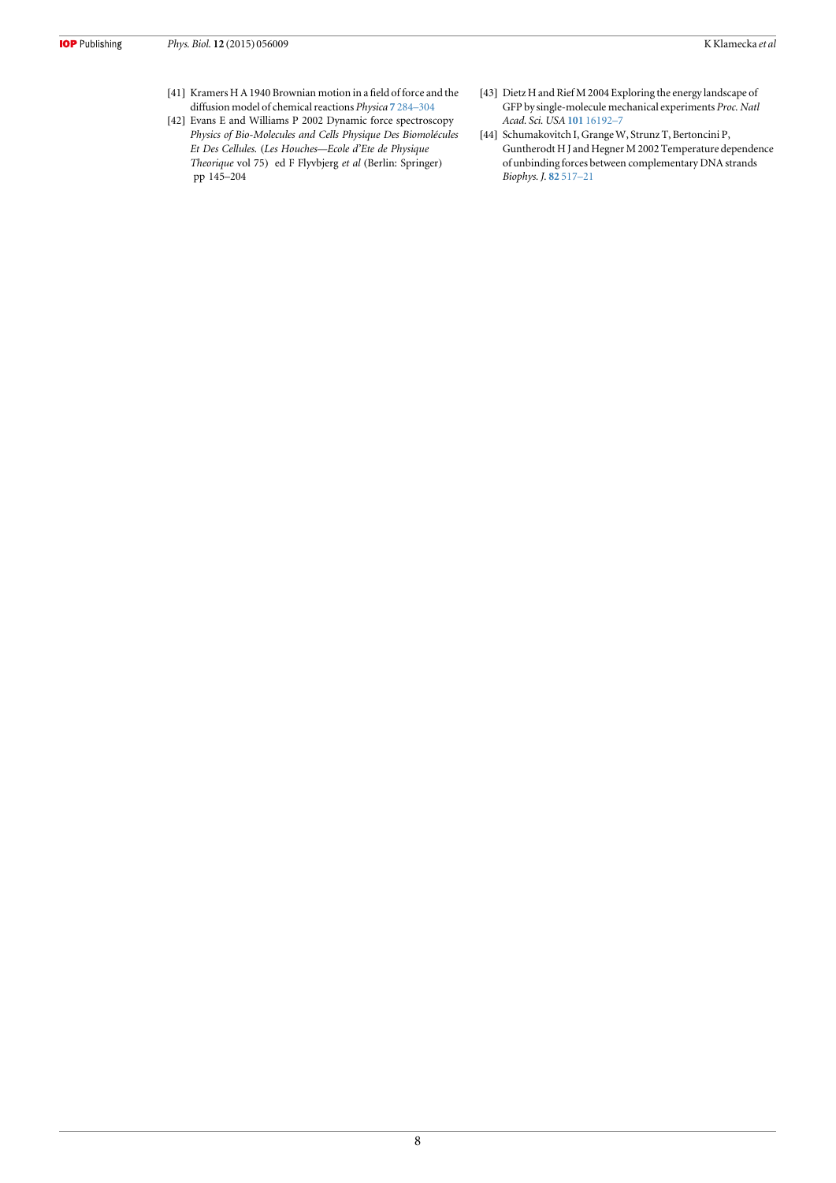- [41] Kramers H A 1940 Brownian motion in a field of force and the diffusion model of chemical reactions *Physica* **7** 284–304
- [42] Evans E and Williams P 2002 Dynamic force spectroscopy *Physics of Bio-Molecules and Cells Physique Des Biomolécules Et Des Cellules.* (*Les Houches—Ecole d'Ete de Physique Theorique* vol 75) ed F Flyvbjerg *et al* (Berlin: Springer) pp 145–204
- [43] Dietz H and Rief M 2004 Exploring the energy landscape of GFP by single-molecule mechanical experiments *Proc. Natl Acad. Sci. USA* **101** 16192–7
- [44] Schumakovitch I, Grange W, Strunz T, Bertoncini P, Guntherodt H J and Hegner M 2002 Temperature dependence of unbinding forces between complementary DNA strands *Biophys. J.* **82** 517–21